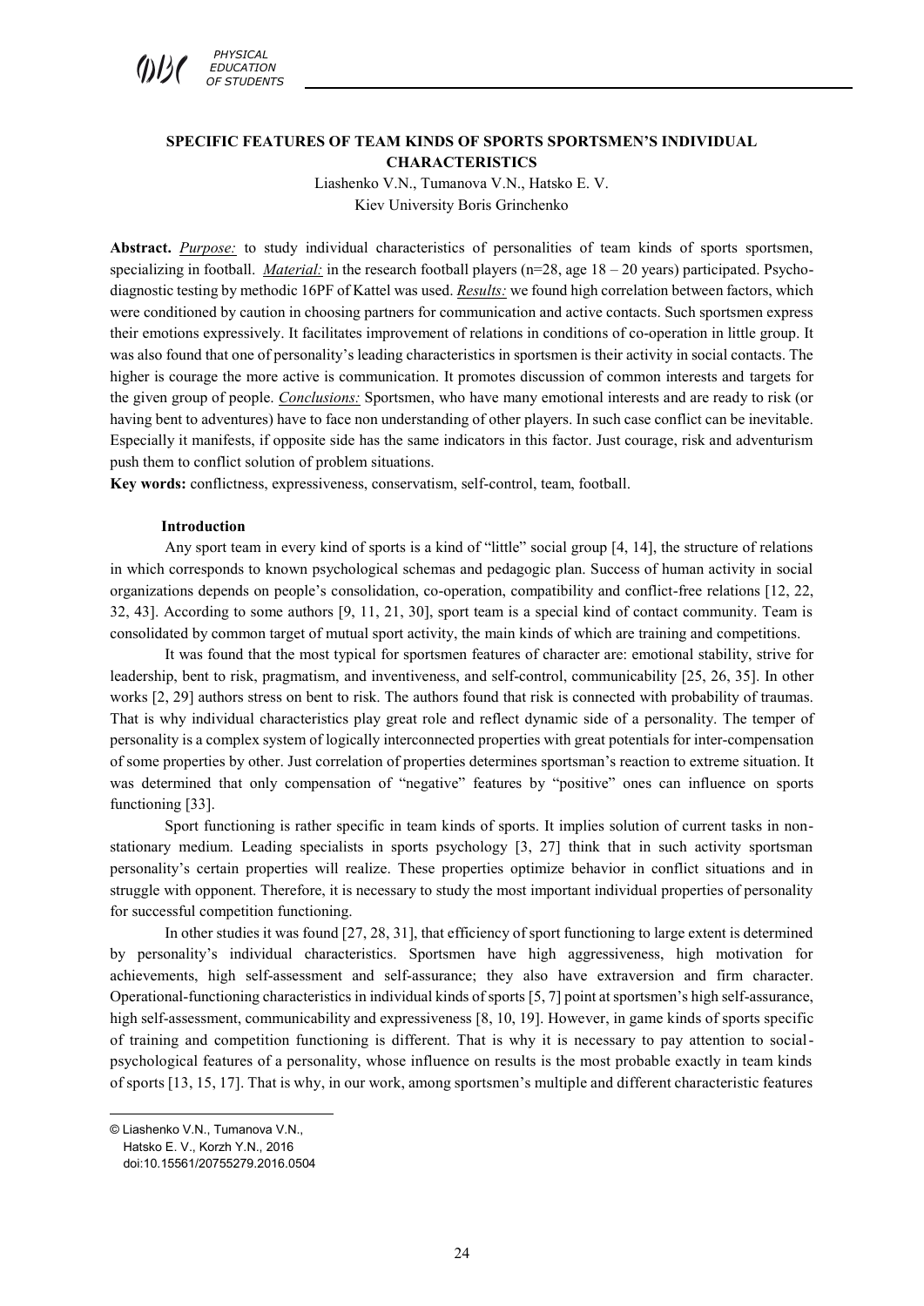# SPECIFIC FEATURES OF TEAM KINDS OF SPORTS SPORTSMEN'S INDIVIDUAL CHARACTERISTICS

Liashenko V.N., Tumanova V.N., Hatsko E. V.
Kiev University Boris Grinchenko

**Abstract.** *Purpose:* to study individual characteristics of personalities of team kinds of sports sportsmen, specializing in football. *Material:* in the research football players (n=28, age 18 – 20 years) participated. Psycho-diagnostic testing by methodic 16PF of Kattel was used. *Results:* we found high correlation between factors, which were conditioned by caution in choosing partners for communication and active contacts. Such sportsmen express their emotions expressively. It facilitates improvement of relations in conditions of co-operation in little group. It was also found that one of personality's leading characteristics in sportsmen is their activity in social contacts. The higher is courage the more active is communication. It promotes discussion of common interests and targets for the given group of people. *Conclusions:* Sportsmen, who have many emotional interests and are ready to risk (or having bent to adventures) have to face non understanding of other players. In such case conflict can be inevitable. Especially it manifests, if opposite side has the same indicators in this factor. Just courage, risk and adventurism push them to conflict solution of problem situations.

**Key words:** conflictness, expressiveness, conservatism, self-control, team, football.

## Introduction

Any sport team in every kind of sports is a kind of "little" social group [4, 14], the structure of relations in which corresponds to known psychological schemas and pedagogic plan. Success of human activity in social organizations depends on people's consolidation, co-operation, compatibility and conflict-free relations [12, 22, 32, 43]. According to some authors [9, 11, 21, 30], sport team is a special kind of contact community. Team is consolidated by common target of mutual sport activity, the main kinds of which are training and competitions.

It was found that the most typical for sportsmen features of character are: emotional stability, strive for leadership, bent to risk, pragmatism, and inventiveness, and self-control, communicability [25, 26, 35]. In other works [2, 29] authors stress on bent to risk. The authors found that risk is connected with probability of traumas. That is why individual characteristics play great role and reflect dynamic side of a personality. The temper of personality is a complex system of logically interconnected properties with great potentials for inter-compensation of some properties by other. Just correlation of properties determines sportsman's reaction to extreme situation. It was determined that only compensation of "negative" features by "positive" ones can influence on sports functioning [33].

Sport functioning is rather specific in team kinds of sports. It implies solution of current tasks in non-stationary medium. Leading specialists in sports psychology [3, 27] think that in such activity sportsman personality's certain properties will realize. These properties optimize behavior in conflict situations and in struggle with opponent. Therefore, it is necessary to study the most important individual properties of personality for successful competition functioning.

In other studies it was found [27, 28, 31], that efficiency of sport functioning to large extent is determined by personality's individual characteristics. Sportsmen have high aggressiveness, high motivation for achievements, high self-assessment and self-assurance; they also have extraversion and firm character. Operational-functioning characteristics in individual kinds of sports [5, 7] point at sportsmen's high self-assurance, high self-assessment, communicability and expressiveness [8, 10, 19]. However, in game kinds of sports specific of training and competition functioning is different. That is why it is necessary to pay attention to social-psychological features of a personality, whose influence on results is the most probable exactly in team kinds of sports [13, 15, 17]. That is why, in our work, among sportsmen's multiple and different characteristic features

---

© Liashenko V.N., Tumanova V.N., Hatsko E. V., Korzh Y.N., 2016
doi:10.15561/20755279.2016.0504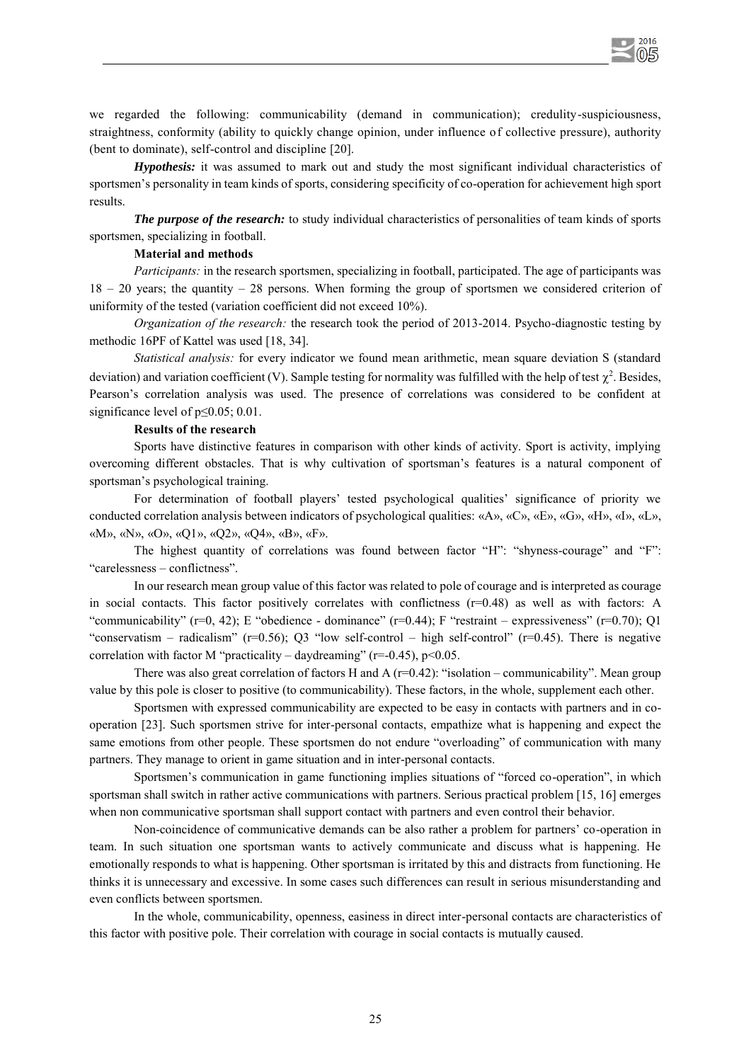we regarded the following: communicability (demand in communication); credulity-suspiciousness, straightness, conformity (ability to quickly change opinion, under influence of collective pressure), authority (bent to dominate), self-control and discipline [20].

***Hypothesis:*** it was assumed to mark out and study the most significant individual characteristics of sportsmen's personality in team kinds of sports, considering specificity of co-operation for achievement high sport results.

***The purpose of the research:*** to study individual characteristics of personalities of team kinds of sports sportsmen, specializing in football.

**Material and methods**

*Participants:* in the research sportsmen, specializing in football, participated. The age of participants was 18 – 20 years; the quantity – 28 persons. When forming the group of sportsmen we considered criterion of uniformity of the tested (variation coefficient did not exceed 10%).

*Organization of the research:* the research took the period of 2013-2014. Psycho-diagnostic testing by methodic 16PF of Kattel was used [18, 34].

*Statistical analysis:* for every indicator we found mean arithmetic, mean square deviation S (standard deviation) and variation coefficient (V). Sample testing for normality was fulfilled with the help of test $\chi^2$. Besides, Pearson's correlation analysis was used. The presence of correlations was considered to be confident at significance level of $p \leq 0.05$; 0.01.

**Results of the research**

Sports have distinctive features in comparison with other kinds of activity. Sport is activity, implying overcoming different obstacles. That is why cultivation of sportsman's features is a natural component of sportsman's psychological training.

For determination of football players' tested psychological qualities' significance of priority we conducted correlation analysis between indicators of psychological qualities: «A», «C», «E», «G», «H», «I», «L», «M», «N», «O», «Q1», «Q2», «Q4», «B», «F».

The highest quantity of correlations was found between factor "H": "shyness-courage" and "F": "carelessness – conflictness".

In our research mean group value of this factor was related to pole of courage and is interpreted as courage in social contacts. This factor positively correlates with conflictness (r=0.48) as well as with factors: A "communicability" (r=0, 42); E "obedience - dominance" (r=0.44); F "restraint – expressiveness" (r=0.70); Q1 "conservatism – radicalism" (r=0.56); Q3 "low self-control – high self-control" (r=0.45). There is negative correlation with factor M "practicality – daydreaming" (r=-0.45), $p<0.05$.

There was also great correlation of factors H and A (r=0.42): "isolation – communicability". Mean group value by this pole is closer to positive (to communicability). These factors, in the whole, supplement each other.

Sportsmen with expressed communicability are expected to be easy in contacts with partners and in co-operation [23]. Such sportsmen strive for inter-personal contacts, empathize what is happening and expect the same emotions from other people. These sportsmen do not endure "overloading" of communication with many partners. They manage to orient in game situation and in inter-personal contacts.

Sportsmen's communication in game functioning implies situations of "forced co-operation", in which sportsman shall switch in rather active communications with partners. Serious practical problem [15, 16] emerges when non communicative sportsman shall support contact with partners and even control their behavior.

Non-coincidence of communicative demands can be also rather a problem for partners' co-operation in team. In such situation one sportsman wants to actively communicate and discuss what is happening. He emotionally responds to what is happening. Other sportsman is irritated by this and distracts from functioning. He thinks it is unnecessary and excessive. In some cases such differences can result in serious misunderstanding and even conflicts between sportsmen.

In the whole, communicability, openness, easiness in direct inter-personal contacts are characteristics of this factor with positive pole. Their correlation with courage in social contacts is mutually caused.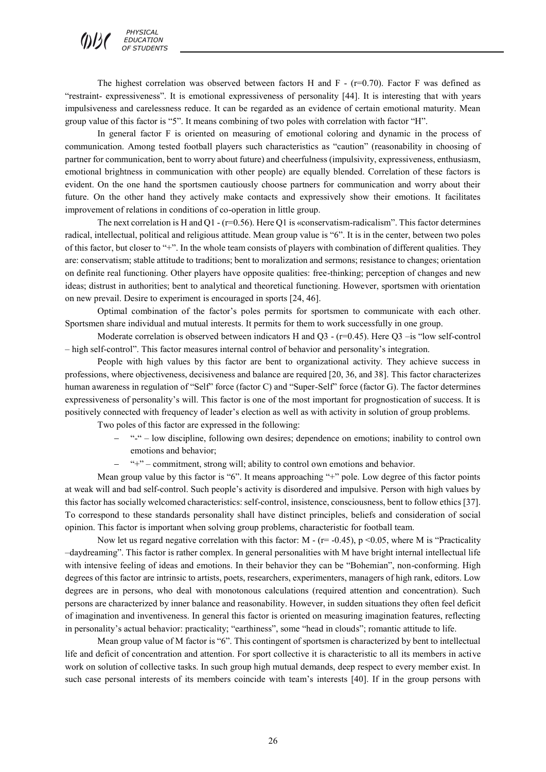The highest correlation was observed between factors H and F - (r=0.70). Factor F was defined as "restraint- expressiveness". It is emotional expressiveness of personality [44]. It is interesting that with years impulsiveness and carelessness reduce. It can be regarded as an evidence of certain emotional maturity. Mean group value of this factor is "5". It means combining of two poles with correlation with factor "H".

In general factor F is oriented on measuring of emotional coloring and dynamic in the process of communication. Among tested football players such characteristics as "caution" (reasonability in choosing of partner for communication, bent to worry about future) and cheerfulness (impulsivity, expressiveness, enthusiasm, emotional brightness in communication with other people) are equally blended. Correlation of these factors is evident. On the one hand the sportsmen cautiously choose partners for communication and worry about their future. On the other hand they actively make contacts and expressively show their emotions. It facilitates improvement of relations in conditions of co-operation in little group.

The next correlation is H and Q1 - (r=0.56). Here Q1 is «conservatism-radicalism". This factor determines radical, intellectual, political and religious attitude. Mean group value is "6". It is in the center, between two poles of this factor, but closer to "+". In the whole team consists of players with combination of different qualities. They are: conservatism; stable attitude to traditions; bent to moralization and sermons; resistance to changes; orientation on definite real functioning. Other players have opposite qualities: free-thinking; perception of changes and new ideas; distrust in authorities; bent to analytical and theoretical functioning. However, sportsmen with orientation on new prevail. Desire to experiment is encouraged in sports [24, 46].

Optimal combination of the factor's poles permits for sportsmen to communicate with each other. Sportsmen share individual and mutual interests. It permits for them to work successfully in one group.

Moderate correlation is observed between indicators H and Q3 - (r=0.45). Here Q3 –is "low self-control – high self-control". This factor measures internal control of behavior and personality's integration.

People with high values by this factor are bent to organizational activity. They achieve success in professions, where objectiveness, decisiveness and balance are required [20, 36, and 38]. This factor characterizes human awareness in regulation of "Self" force (factor C) and "Super-Self" force (factor G). The factor determines expressiveness of personality's will. This factor is one of the most important for prognostication of success. It is positively connected with frequency of leader's election as well as with activity in solution of group problems.

Two poles of this factor are expressed in the following:

- "-" – low discipline, following own desires; dependence on emotions; inability to control own emotions and behavior;
- "+" – commitment, strong will; ability to control own emotions and behavior.

Mean group value by this factor is "6". It means approaching "+" pole. Low degree of this factor points at weak will and bad self-control. Such people's activity is disordered and impulsive. Person with high values by this factor has socially welcomed characteristics: self-control, insistence, consciousness, bent to follow ethics [37]. To correspond to these standards personality shall have distinct principles, beliefs and consideration of social opinion. This factor is important when solving group problems, characteristic for football team.

Now let us regard negative correlation with this factor: M - (r= -0.45), $p < 0.05$, where M is "Practicality –daydreaming". This factor is rather complex. In general personalities with M have bright internal intellectual life with intensive feeling of ideas and emotions. In their behavior they can be "Bohemian", non-conforming. High degrees of this factor are intrinsic to artists, poets, researchers, experimenters, managers of high rank, editors. Low degrees are in persons, who deal with monotonous calculations (required attention and concentration). Such persons are characterized by inner balance and reasonability. However, in sudden situations they often feel deficit of imagination and inventiveness. In general this factor is oriented on measuring imagination features, reflecting in personality's actual behavior: practicality; "earthiness", some "head in clouds"; romantic attitude to life.

Mean group value of M factor is "6". This contingent of sportsmen is characterized by bent to intellectual life and deficit of concentration and attention. For sport collective it is characteristic to all its members in active work on solution of collective tasks. In such group high mutual demands, deep respect to every member exist. In such case personal interests of its members coincide with team's interests [40]. If in the group persons with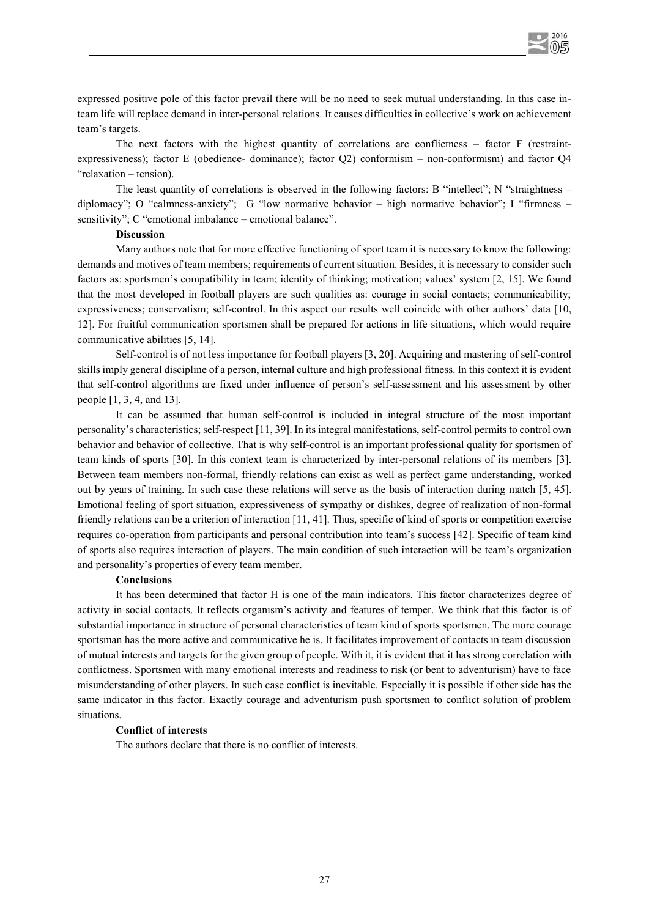expressed positive pole of this factor prevail there will be no need to seek mutual understanding. In this case in-team life will replace demand in inter-personal relations. It causes difficulties in collective's work on achievement team's targets.

The next factors with the highest quantity of correlations are conflictness – factor F (restraint-expressiveness); factor E (obedience- dominance); factor Q2) conformism – non-conformism) and factor Q4 "relaxation – tension).

The least quantity of correlations is observed in the following factors: B "intellect"; N "straightness – diplomacy"; O "calmness-anxiety"; G "low normative behavior – high normative behavior"; I "firmness – sensitivity"; C "emotional imbalance – emotional balance".

**Discussion**

Many authors note that for more effective functioning of sport team it is necessary to know the following: demands and motives of team members; requirements of current situation. Besides, it is necessary to consider such factors as: sportsmen's compatibility in team; identity of thinking; motivation; values' system [2, 15]. We found that the most developed in football players are such qualities as: courage in social contacts; communicability; expressiveness; conservatism; self-control. In this aspect our results well coincide with other authors' data [10, 12]. For fruitful communication sportsmen shall be prepared for actions in life situations, which would require communicative abilities [5, 14].

Self-control is of not less importance for football players [3, 20]. Acquiring and mastering of self-control skills imply general discipline of a person, internal culture and high professional fitness. In this context it is evident that self-control algorithms are fixed under influence of person's self-assessment and his assessment by other people [1, 3, 4, and 13].

It can be assumed that human self-control is included in integral structure of the most important personality's characteristics; self-respect [11, 39]. In its integral manifestations, self-control permits to control own behavior and behavior of collective. That is why self-control is an important professional quality for sportsmen of team kinds of sports [30]. In this context team is characterized by inter-personal relations of its members [3]. Between team members non-formal, friendly relations can exist as well as perfect game understanding, worked out by years of training. In such case these relations will serve as the basis of interaction during match [5, 45]. Emotional feeling of sport situation, expressiveness of sympathy or dislikes, degree of realization of non-formal friendly relations can be a criterion of interaction [11, 41]. Thus, specific of kind of sports or competition exercise requires co-operation from participants and personal contribution into team's success [42]. Specific of team kind of sports also requires interaction of players. The main condition of such interaction will be team's organization and personality's properties of every team member.

**Conclusions**

It has been determined that factor H is one of the main indicators. This factor characterizes degree of activity in social contacts. It reflects organism's activity and features of temper. We think that this factor is of substantial importance in structure of personal characteristics of team kind of sports sportsmen. The more courage sportsman has the more active and communicative he is. It facilitates improvement of contacts in team discussion of mutual interests and targets for the given group of people. With it, it is evident that it has strong correlation with conflictness. Sportsmen with many emotional interests and readiness to risk (or bent to adventurism) have to face misunderstanding of other players. In such case conflict is inevitable. Especially it is possible if other side has the same indicator in this factor. Exactly courage and adventurism push sportsmen to conflict solution of problem situations.

**Conflict of interests**

The authors declare that there is no conflict of interests.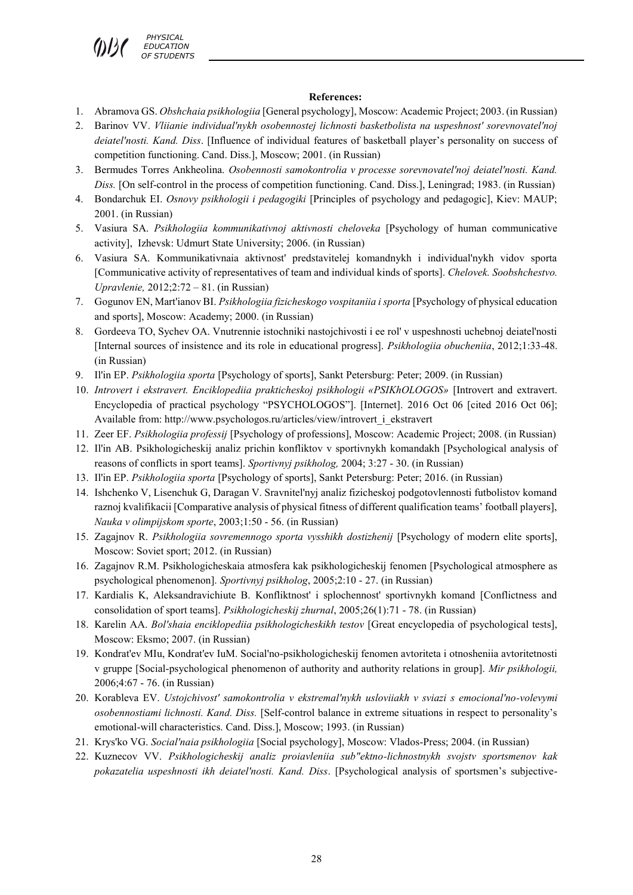**References:**

1. Abramova GS. *Obshchaia psikhologiia* [General psychology], Moscow: Academic Project; 2003. (in Russian)
2. Barinov VV. *Vliianie individual'nykh osobennostej lichnosti basketbolista na uspeshnost' sorevnovatel'noj deiatel'nosti. Kand. Diss*. [Influence of individual features of basketball player's personality on success of competition functioning. Cand. Diss.], Moscow; 2001. (in Russian)
3. Bermudes Torres Ankheolina. *Osobennosti samokontrolia v processe sorevnovatel'noj deiatel'nosti. Kand. Diss.* [On self-control in the process of competition functioning. Cand. Diss.], Leningrad; 1983. (in Russian)
4. Bondarchuk EI. *Osnovy psikhologii i pedagogiki* [Principles of psychology and pedagogic], Kiev: MAUP; 2001. (in Russian)
5. Vasiura SA. *Psikhologiia kommunikativnoj aktivnosti cheloveka* [Psychology of human communicative activity], Izhevsk: Udmurt State University; 2006. (in Russian)
6. Vasiura SA. Kommunikativnaia aktivnost' predstavitelej komandnykh i individual'nykh vidov sporta [Communicative activity of representatives of team and individual kinds of sports]. *Chelovek. Soobshchestvo. Upravlenie,* 2012;2:72 – 81. (in Russian)
7. Gogunov EN, Mart'ianov BI. *Psikhologiia fizicheskogo vospitaniia i sporta* [Psychology of physical education and sports], Moscow: Academy; 2000. (in Russian)
8. Gordeeva TO, Sychev OA. Vnutrennie istochniki nastojchivosti i ee rol' v uspeshnosti uchebnoj deiatel'nosti [Internal sources of insistence and its role in educational progress]. *Psikhologiia obucheniia*, 2012;1:33-48. (in Russian)
9. Il'in EP. *Psikhologiia sporta* [Psychology of sports], Sankt Petersburg: Peter; 2009. (in Russian)
10. *Introvert i ekstravert. Enciklopediia prakticheskoj psikhologii «PSIKhOLOGOS»* [Introvert and extravert. Encyclopedia of practical psychology "PSYCHOLOGOS"]. [Internet]. 2016 Oct 06 [cited 2016 Oct 06]; Available from: http://www.psychologos.ru/articles/view/introvert_i_ekstravert
11. Zeer EF. *Psikhologiia professij* [Psychology of professions], Moscow: Academic Project; 2008. (in Russian)
12. Il'in AB. Psikhologicheskij analiz prichin konfliktov v sportivnykh komandakh [Psychological analysis of reasons of conflicts in sport teams]. *Sportivnyj psikholog,* 2004; 3:27 - 30. (in Russian)
13. Il'in EP. *Psikhologiia sporta* [Psychology of sports], Sankt Petersburg: Peter; 2016. (in Russian)
14. Ishchenko V, Lisenchuk G, Daragan V. Sravnitel'nyj analiz fizicheskoj podgotovlennosti futbolistov komand raznoj kvalifikacii [Comparative analysis of physical fitness of different qualification teams' football players], *Nauka v olimpijskom sporte*, 2003;1:50 - 56. (in Russian)
15. Zagajnov R. *Psikhologiia sovremennogo sporta vysshikh dostizhenij* [Psychology of modern elite sports], Moscow: Soviet sport; 2012. (in Russian)
16. Zagajnov R.M. Psikhologicheskaia atmosfera kak psikhologicheskij fenomen [Psychological atmosphere as psychological phenomenon]. *Sportivnyj psikholog*, 2005;2:10 - 27. (in Russian)
17. Kardialis K, Aleksandravichiute B. Konfliktnost' i splochennost' sportivnykh komand [Conflictness and consolidation of sport teams]. *Psikhologicheskij zhurnal*, 2005;26(1):71 - 78. (in Russian)
18. Karelin AA. *Bol'shaia enciklopediia psikhologicheskikh testov* [Great encyclopedia of psychological tests], Moscow: Eksmo; 2007. (in Russian)
19. Kondrat'ev MIu, Kondrat'ev IuM. Social'no-psikhologicheskij fenomen avtoriteta i otnosheniia avtoritetnosti v gruppe [Social-psychological phenomenon of authority and authority relations in group]. *Mir psikhologii,* 2006;4:67 - 76. (in Russian)
20. Korableva EV. *Ustojchivost' samokontrolia v ekstremal'nykh usloviiakh v sviazi s emocional'no-volevymi osobennostiami lichnosti. Kand. Diss.* [Self-control balance in extreme situations in respect to personality's emotional-will characteristics. Cand. Diss.], Moscow; 1993. (in Russian)
21. Krys'ko VG. *Social'naia psikhologiia* [Social psychology], Moscow: Vlados-Press; 2004. (in Russian)
22. Kuznecov VV. *Psikhologicheskij analiz proiavleniia sub"ektno-lichnostnykh svojstv sportsmenov kak pokazatelia uspeshnosti ikh deiatel'nosti. Kand. Diss*. [Psychological analysis of sportsmen's subjective-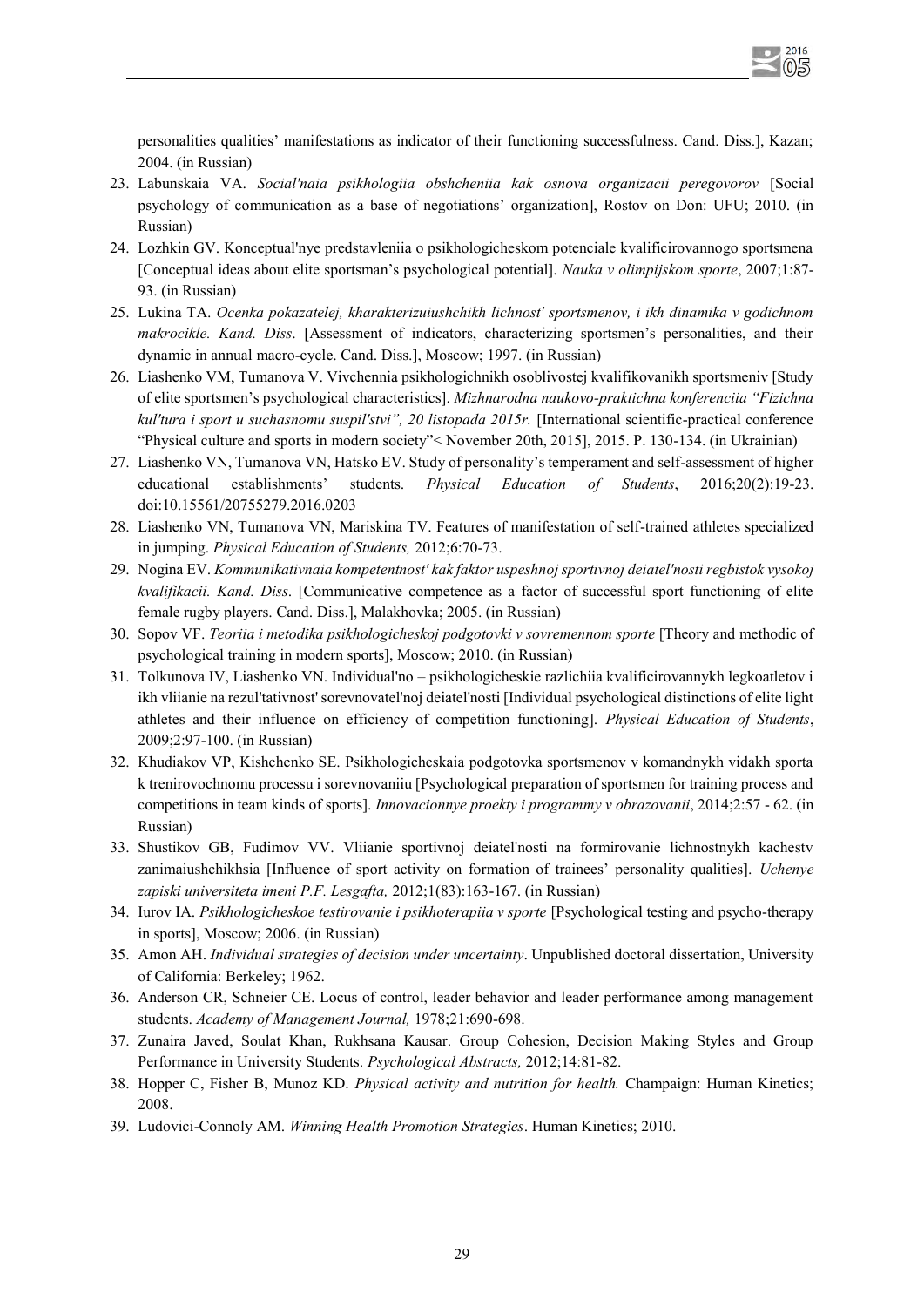personalities qualities' manifestations as indicator of their functioning successfulness. Cand. Diss.], Kazan; 2004. (in Russian)

23. Labunskaia VA. *Social'naia psikhologiia obshcheniia kak osnova organizacii peregovorov* [Social psychology of communication as a base of negotiations' organization], Rostov on Don: UFU; 2010. (in Russian)
24. Lozhkin GV. Konceptual'nye predstavleniia o psikhologicheskom potenciale kvalificirovannogo sportsmena [Conceptual ideas about elite sportsman's psychological potential]. *Nauka v olimpijskom sporte*, 2007;1:87-93. (in Russian)
25. Lukina TA. *Ocenka pokazatelej, kharakterizuiushchikh lichnost' sportsmenov, i ikh dinamika v godichnom makrocikle. Kand. Diss*. [Assessment of indicators, characterizing sportsmen's personalities, and their dynamic in annual macro-cycle. Cand. Diss.], Moscow; 1997. (in Russian)
26. Liashenko VM, Tumanova V. Vivchennia psikhologichnikh osoblivostej kvalifikovanikh sportsmeniv [Study of elite sportsmen's psychological characteristics]. *Mizhnarodna naukovo-praktichna konferenciia "Fizichna kul'tura i sport u suchasnomu suspil'stvi", 20 listopada 2015r.* [International scientific-practical conference "Physical culture and sports in modern society"< November 20th, 2015], 2015. P. 130-134. (in Ukrainian)
27. Liashenko VN, Tumanova VN, Hatsko EV. Study of personality's temperament and self-assessment of higher educational establishments' students. *Physical Education of Students*, 2016;20(2):19-23. doi:10.15561/20755279.2016.0203
28. Liashenko VN, Tumanova VN, Mariskina TV. Features of manifestation of self-trained athletes specialized in jumping. *Physical Education of Students,* 2012;6:70-73.
29. Nogina EV. *Kommunikativnaia kompetentnost' kak faktor uspeshnoj sportivnoj deiatel'nosti regbistok vysokoj kvalifikacii. Kand. Diss*. [Communicative competence as a factor of successful sport functioning of elite female rugby players. Cand. Diss.], Malakhovka; 2005. (in Russian)
30. Sopov VF. *Teoriia i metodika psikhologicheskoj podgotovki v sovremennom sporte* [Theory and methodic of psychological training in modern sports], Moscow; 2010. (in Russian)
31. Tolkunova IV, Liashenko VN. Individual'no – psikhologicheskie razlichiia kvalificirovannykh legkoatletov i ikh vliianie na rezul'tativnost' sorevnovatel'noj deiatel'nosti [Individual psychological distinctions of elite light athletes and their influence on efficiency of competition functioning]. *Physical Education of Students*, 2009;2:97-100. (in Russian)
32. Khudiakov VP, Kishchenko SE. Psikhologicheskaia podgotovka sportsmenov v komandnykh vidakh sporta k trenirovochnomu processu i sorevnovaniiu [Psychological preparation of sportsmen for training process and competitions in team kinds of sports]. *Innovacionnye proekty i programmy v obrazovanii*, 2014;2:57 - 62. (in Russian)
33. Shustikov GB, Fudimov VV. Vliianie sportivnoj deiatel'nosti na formirovanie lichnostnykh kachestv zanimaiushchikhsia [Influence of sport activity on formation of trainees' personality qualities]. *Uchenye zapiski universiteta imeni P.F. Lesgafta,* 2012;1(83):163-167. (in Russian)
34. Iurov IA. *Psikhologicheskoe testirovanie i psikhoterapiia v sporte* [Psychological testing and psycho-therapy in sports], Moscow; 2006. (in Russian)
35. Amon AH. *Individual strategies of decision under uncertainty*. Unpublished doctoral dissertation, University of California: Berkeley; 1962.
36. Anderson CR, Schneier CE. Locus of control, leader behavior and leader performance among management students. *Academy of Management Journal,* 1978;21:690-698.
37. Zunaira Javed, Soulat Khan, Rukhsana Kausar. Group Cohesion, Decision Making Styles and Group Performance in University Students. *Psychological Abstracts,* 2012;14:81-82.
38. Hopper C, Fisher B, Munoz KD. *Physical activity and nutrition for health.* Champaign: Human Kinetics; 2008.
39. Ludovici-Connoly AM. *Winning Health Promotion Strategies*. Human Kinetics; 2010.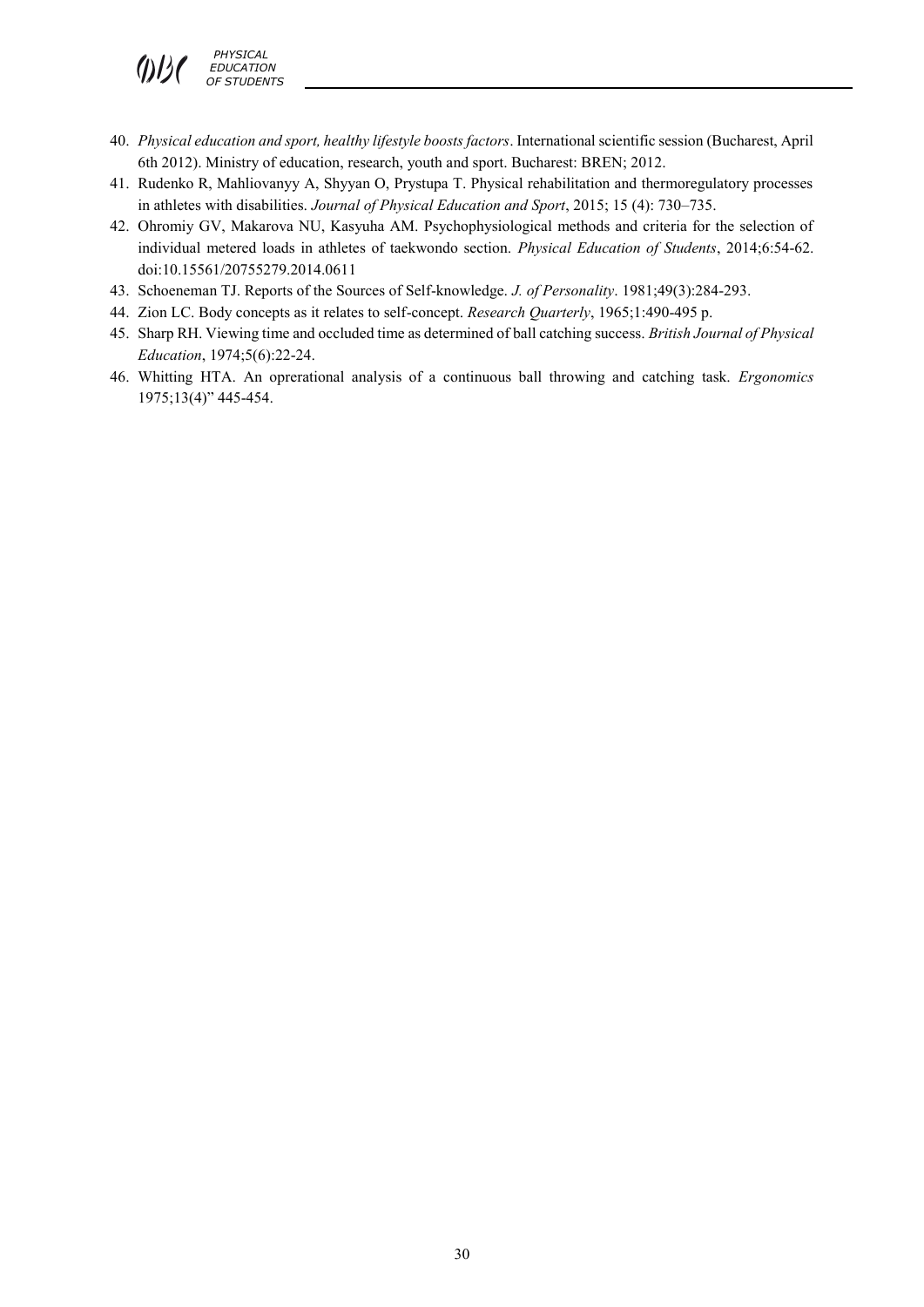40. *Physical education and sport, healthy lifestyle boosts factors*. International scientific session (Bucharest, April 6th 2012). Ministry of education, research, youth and sport. Bucharest: BREN; 2012.
41. Rudenko R, Mahliovanyy A, Shyyan O, Prystupa T. Physical rehabilitation and thermoregulatory processes in athletes with disabilities. *Journal of Physical Education and Sport*, 2015; 15 (4): 730–735.
42. Ohromiy GV, Makarova NU, Kasyuha AM. Psychophysiological methods and criteria for the selection of individual metered loads in athletes of taekwondo section. *Physical Education of Students*, 2014;6:54-62. doi:10.15561/20755279.2014.0611
43. Schoeneman TJ. Reports of the Sources of Self-knowledge. *J. of Personality*. 1981;49(3):284-293.
44. Zion LC. Body concepts as it relates to self-concept. *Research Quarterly*, 1965;1:490-495 p.
45. Sharp RH. Viewing time and occluded time as determined of ball catching success. *British Journal of Physical Education*, 1974;5(6):22-24.
46. Whitting HTA. An oprerational analysis of a continuous ball throwing and catching task. *Ergonomics* 1975;13(4)" 445-454.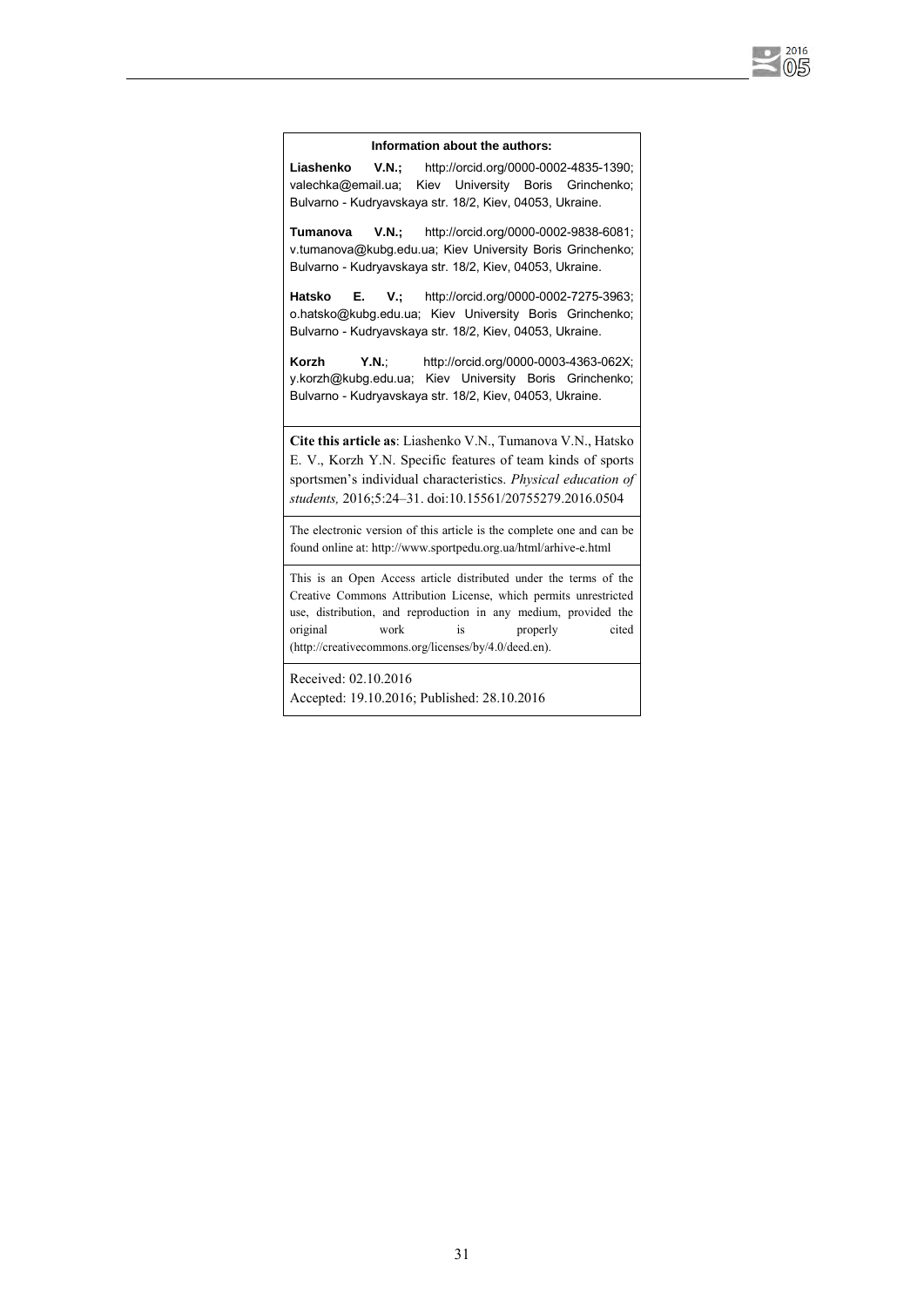**Information about the authors:**

**Liashenko V.N.;** http://orcid.org/0000-0002-4835-1390; valechka@email.ua; Kiev University Boris Grinchenko; Bulvarno - Kudryavskaya str. 18/2, Kiev, 04053, Ukraine.

**Tumanova V.N.;** http://orcid.org/0000-0002-9838-6081; v.tumanova@kubg.edu.ua; Kiev University Boris Grinchenko; Bulvarno - Kudryavskaya str. 18/2, Kiev, 04053, Ukraine.

**Hatsko E. V.;** http://orcid.org/0000-0002-7275-3963; o.hatsko@kubg.edu.ua; Kiev University Boris Grinchenko; Bulvarno - Kudryavskaya str. 18/2, Kiev, 04053, Ukraine.

**Korzh Y.N.**; http://orcid.org/0000-0003-4363-062X; y.korzh@kubg.edu.ua; Kiev University Boris Grinchenko; Bulvarno - Kudryavskaya str. 18/2, Kiev, 04053, Ukraine.

**Cite this article as**: Liashenko V.N., Tumanova V.N., Hatsko E. V., Korzh Y.N. Specific features of team kinds of sports sportsmen's individual characteristics. *Physical education of students,* 2016;5:24–31. doi:10.15561/20755279.2016.0504

The electronic version of this article is the complete one and can be found online at: http://www.sportpedu.org.ua/html/arhive-e.html

This is an Open Access article distributed under the terms of the Creative Commons Attribution License, which permits unrestricted use, distribution, and reproduction in any medium, provided the original work is properly cited (http://creativecommons.org/licenses/by/4.0/deed.en).

Received: 02.10.2016
Accepted: 19.10.2016; Published: 28.10.2016